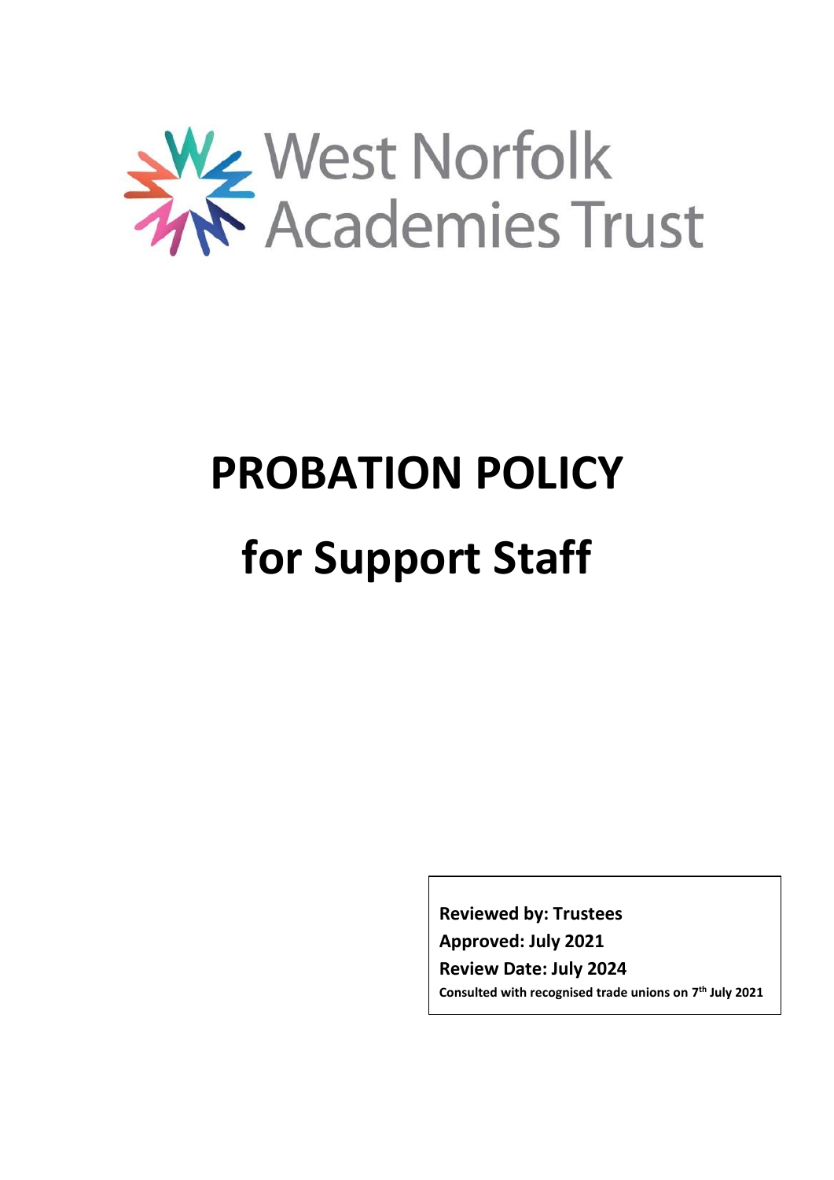West Norfolk Academies Trust

# PROBATION POLICY

# for Support Staff

**Reviewed by: Trustees**

**Approved: July 2021**

**Review Date: July 2024**

**Consulted with recognised trade unions on 7th July 2021**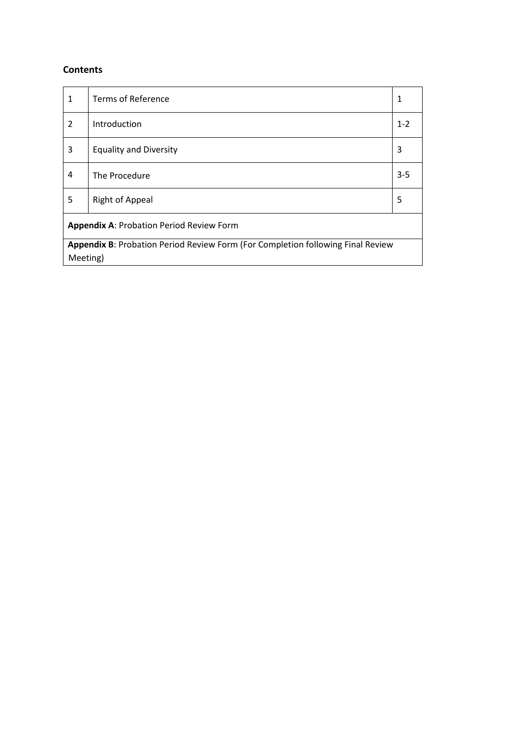**Contents**

| | | |
|---|---|---|
| 1 | Terms of Reference | 1 |
| 2 | Introduction | 1-2 |
| 3 | Equality and Diversity | 3 |
| 4 | The Procedure | 3-5 |
| 5 | Right of Appeal | 5 |
| **Appendix A**: Probation Period Review Form | | |
| **Appendix B**: Probation Period Review Form (For Completion following Final Review Meeting) | | |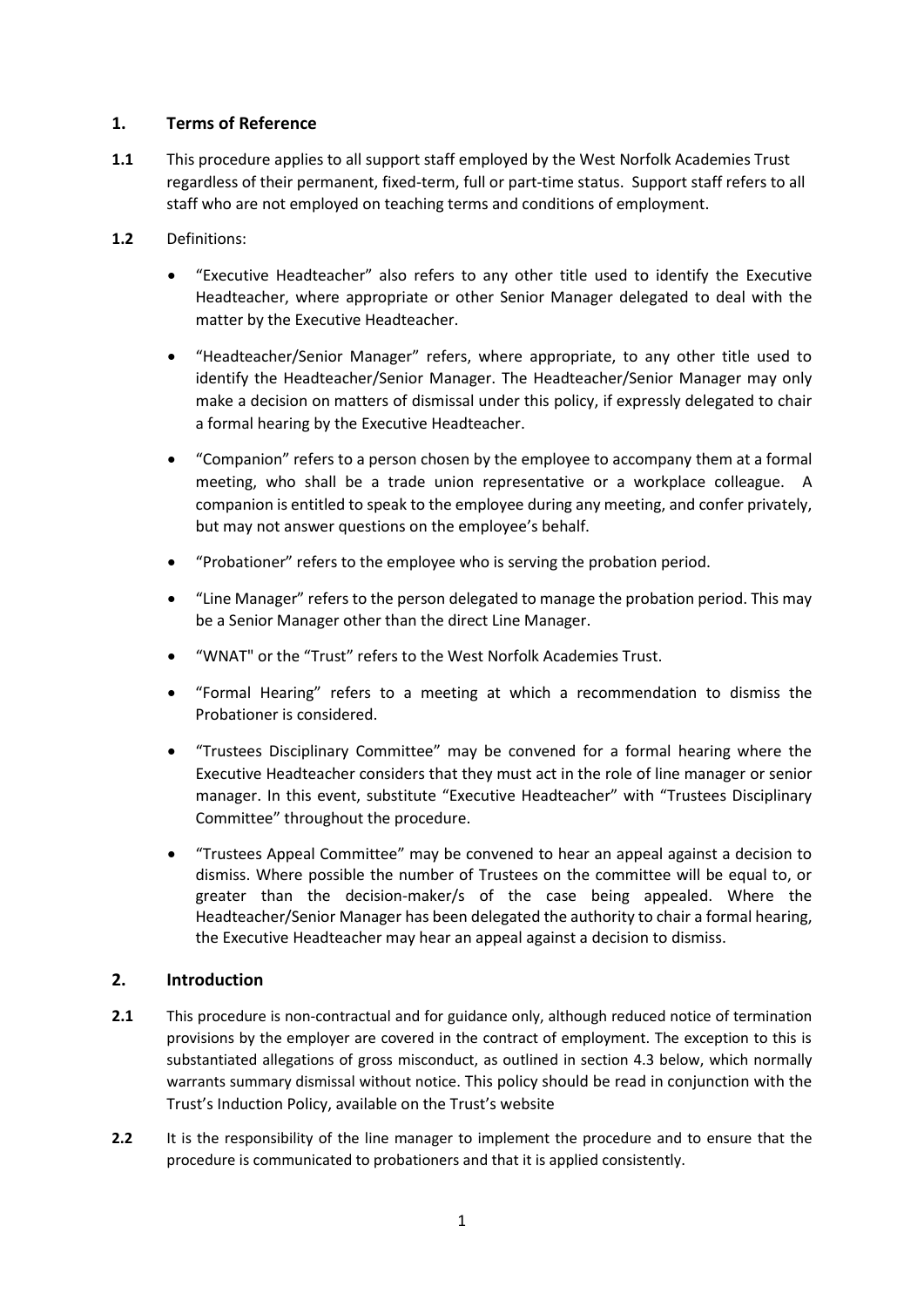## 1. Terms of Reference

**1.1** This procedure applies to all support staff employed by the West Norfolk Academies Trust regardless of their permanent, fixed-term, full or part-time status. Support staff refers to all staff who are not employed on teaching terms and conditions of employment.

**1.2** Definitions:

- "Executive Headteacher" also refers to any other title used to identify the Executive Headteacher, where appropriate or other Senior Manager delegated to deal with the matter by the Executive Headteacher.
- "Headteacher/Senior Manager" refers, where appropriate, to any other title used to identify the Headteacher/Senior Manager. The Headteacher/Senior Manager may only make a decision on matters of dismissal under this policy, if expressly delegated to chair a formal hearing by the Executive Headteacher.
- "Companion" refers to a person chosen by the employee to accompany them at a formal meeting, who shall be a trade union representative or a workplace colleague. A companion is entitled to speak to the employee during any meeting, and confer privately, but may not answer questions on the employee's behalf.
- "Probationer" refers to the employee who is serving the probation period.
- "Line Manager" refers to the person delegated to manage the probation period. This may be a Senior Manager other than the direct Line Manager.
- "WNAT" or the "Trust" refers to the West Norfolk Academies Trust.
- "Formal Hearing" refers to a meeting at which a recommendation to dismiss the Probationer is considered.
- "Trustees Disciplinary Committee" may be convened for a formal hearing where the Executive Headteacher considers that they must act in the role of line manager or senior manager. In this event, substitute "Executive Headteacher" with "Trustees Disciplinary Committee" throughout the procedure.
- "Trustees Appeal Committee" may be convened to hear an appeal against a decision to dismiss. Where possible the number of Trustees on the committee will be equal to, or greater than the decision-maker/s of the case being appealed. Where the Headteacher/Senior Manager has been delegated the authority to chair a formal hearing, the Executive Headteacher may hear an appeal against a decision to dismiss.

## 2. Introduction

**2.1** This procedure is non-contractual and for guidance only, although reduced notice of termination provisions by the employer are covered in the contract of employment. The exception to this is substantiated allegations of gross misconduct, as outlined in section 4.3 below, which normally warrants summary dismissal without notice. This policy should be read in conjunction with the Trust's Induction Policy, available on the Trust's website

**2.2** It is the responsibility of the line manager to implement the procedure and to ensure that the procedure is communicated to probationers and that it is applied consistently.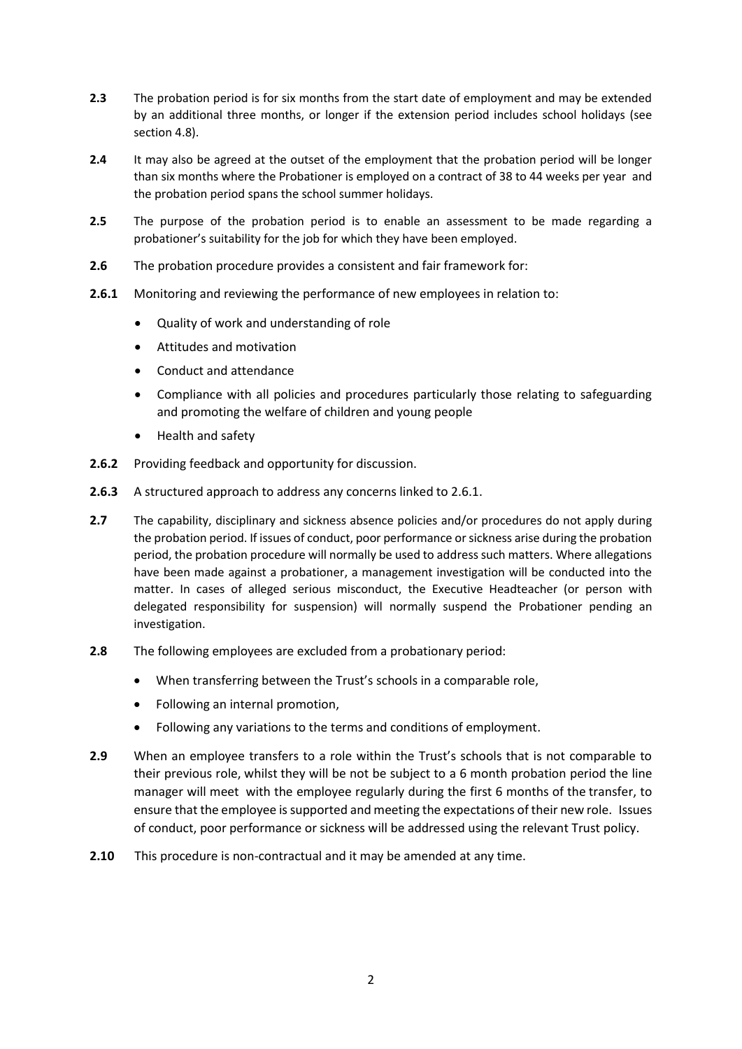**2.3** The probation period is for six months from the start date of employment and may be extended by an additional three months, or longer if the extension period includes school holidays (see section 4.8).

**2.4** It may also be agreed at the outset of the employment that the probation period will be longer than six months where the Probationer is employed on a contract of 38 to 44 weeks per year and the probation period spans the school summer holidays.

**2.5** The purpose of the probation period is to enable an assessment to be made regarding a probationer's suitability for the job for which they have been employed.

**2.6** The probation procedure provides a consistent and fair framework for:

**2.6.1** Monitoring and reviewing the performance of new employees in relation to:

- Quality of work and understanding of role
- Attitudes and motivation
- Conduct and attendance
- Compliance with all policies and procedures particularly those relating to safeguarding and promoting the welfare of children and young people
- Health and safety

**2.6.2** Providing feedback and opportunity for discussion.

**2.6.3** A structured approach to address any concerns linked to 2.6.1.

**2.7** The capability, disciplinary and sickness absence policies and/or procedures do not apply during the probation period. If issues of conduct, poor performance or sickness arise during the probation period, the probation procedure will normally be used to address such matters. Where allegations have been made against a probationer, a management investigation will be conducted into the matter. In cases of alleged serious misconduct, the Executive Headteacher (or person with delegated responsibility for suspension) will normally suspend the Probationer pending an investigation.

**2.8** The following employees are excluded from a probationary period:

- When transferring between the Trust's schools in a comparable role,
- Following an internal promotion,
- Following any variations to the terms and conditions of employment.

**2.9** When an employee transfers to a role within the Trust's schools that is not comparable to their previous role, whilst they will be not be subject to a 6 month probation period the line manager will meet with the employee regularly during the first 6 months of the transfer, to ensure that the employee is supported and meeting the expectations of their new role. Issues of conduct, poor performance or sickness will be addressed using the relevant Trust policy.

**2.10** This procedure is non-contractual and it may be amended at any time.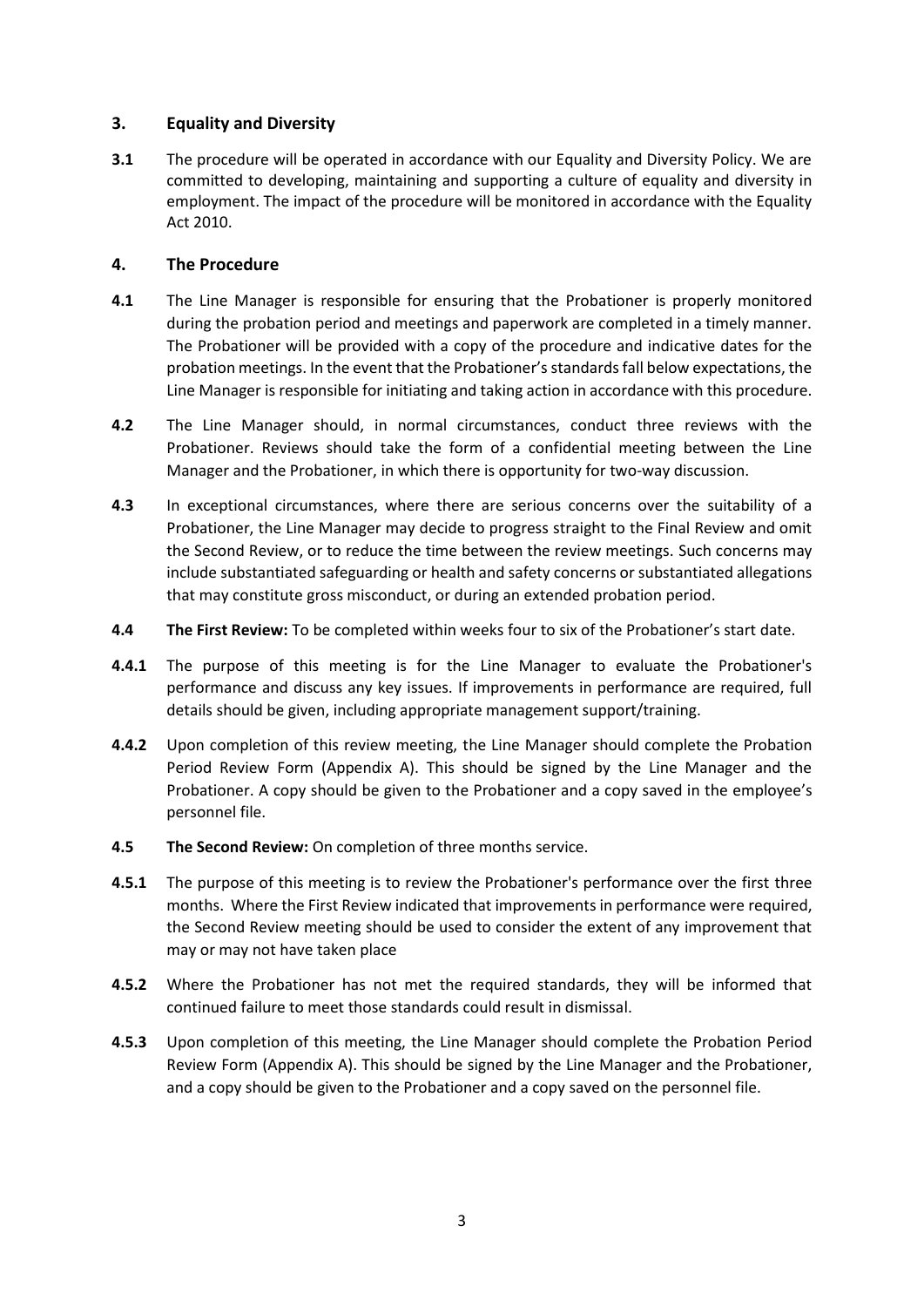## 3. Equality and Diversity

**3.1** The procedure will be operated in accordance with our Equality and Diversity Policy. We are committed to developing, maintaining and supporting a culture of equality and diversity in employment. The impact of the procedure will be monitored in accordance with the Equality Act 2010.

## 4. The Procedure

**4.1** The Line Manager is responsible for ensuring that the Probationer is properly monitored during the probation period and meetings and paperwork are completed in a timely manner. The Probationer will be provided with a copy of the procedure and indicative dates for the probation meetings. In the event that the Probationer's standards fall below expectations, the Line Manager is responsible for initiating and taking action in accordance with this procedure.

**4.2** The Line Manager should, in normal circumstances, conduct three reviews with the Probationer. Reviews should take the form of a confidential meeting between the Line Manager and the Probationer, in which there is opportunity for two-way discussion.

**4.3** In exceptional circumstances, where there are serious concerns over the suitability of a Probationer, the Line Manager may decide to progress straight to the Final Review and omit the Second Review, or to reduce the time between the review meetings. Such concerns may include substantiated safeguarding or health and safety concerns or substantiated allegations that may constitute gross misconduct, or during an extended probation period.

**4.4** **The First Review:** To be completed within weeks four to six of the Probationer's start date.

**4.4.1** The purpose of this meeting is for the Line Manager to evaluate the Probationer's performance and discuss any key issues. If improvements in performance are required, full details should be given, including appropriate management support/training.

**4.4.2** Upon completion of this review meeting, the Line Manager should complete the Probation Period Review Form (Appendix A). This should be signed by the Line Manager and the Probationer. A copy should be given to the Probationer and a copy saved in the employee's personnel file.

**4.5** **The Second Review:** On completion of three months service.

**4.5.1** The purpose of this meeting is to review the Probationer's performance over the first three months. Where the First Review indicated that improvements in performance were required, the Second Review meeting should be used to consider the extent of any improvement that may or may not have taken place

**4.5.2** Where the Probationer has not met the required standards, they will be informed that continued failure to meet those standards could result in dismissal.

**4.5.3** Upon completion of this meeting, the Line Manager should complete the Probation Period Review Form (Appendix A). This should be signed by the Line Manager and the Probationer, and a copy should be given to the Probationer and a copy saved on the personnel file.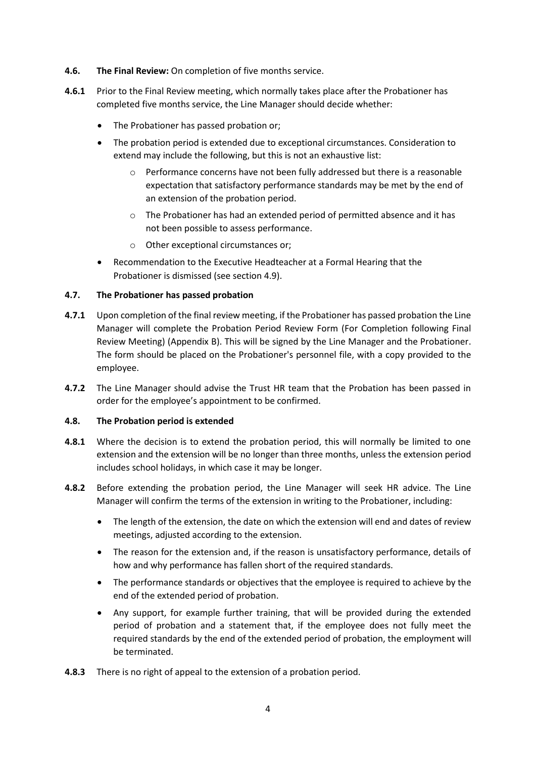**4.6. The Final Review:** On completion of five months service.

**4.6.1** Prior to the Final Review meeting, which normally takes place after the Probationer has completed five months service, the Line Manager should decide whether:

- The Probationer has passed probation or;
- The probation period is extended due to exceptional circumstances. Consideration to extend may include the following, but this is not an exhaustive list:
  - Performance concerns have not been fully addressed but there is a reasonable expectation that satisfactory performance standards may be met by the end of an extension of the probation period.
  - The Probationer has had an extended period of permitted absence and it has not been possible to assess performance.
  - Other exceptional circumstances or;
- Recommendation to the Executive Headteacher at a Formal Hearing that the Probationer is dismissed (see section 4.9).

**4.7. The Probationer has passed probation**

**4.7.1** Upon completion of the final review meeting, if the Probationer has passed probation the Line Manager will complete the Probation Period Review Form (For Completion following Final Review Meeting) (Appendix B). This will be signed by the Line Manager and the Probationer. The form should be placed on the Probationer's personnel file, with a copy provided to the employee.

**4.7.2** The Line Manager should advise the Trust HR team that the Probation has been passed in order for the employee's appointment to be confirmed.

**4.8. The Probation period is extended**

**4.8.1** Where the decision is to extend the probation period, this will normally be limited to one extension and the extension will be no longer than three months, unless the extension period includes school holidays, in which case it may be longer.

**4.8.2** Before extending the probation period, the Line Manager will seek HR advice. The Line Manager will confirm the terms of the extension in writing to the Probationer, including:

- The length of the extension, the date on which the extension will end and dates of review meetings, adjusted according to the extension.
- The reason for the extension and, if the reason is unsatisfactory performance, details of how and why performance has fallen short of the required standards.
- The performance standards or objectives that the employee is required to achieve by the end of the extended period of probation.
- Any support, for example further training, that will be provided during the extended period of probation and a statement that, if the employee does not fully meet the required standards by the end of the extended period of probation, the employment will be terminated.

**4.8.3** There is no right of appeal to the extension of a probation period.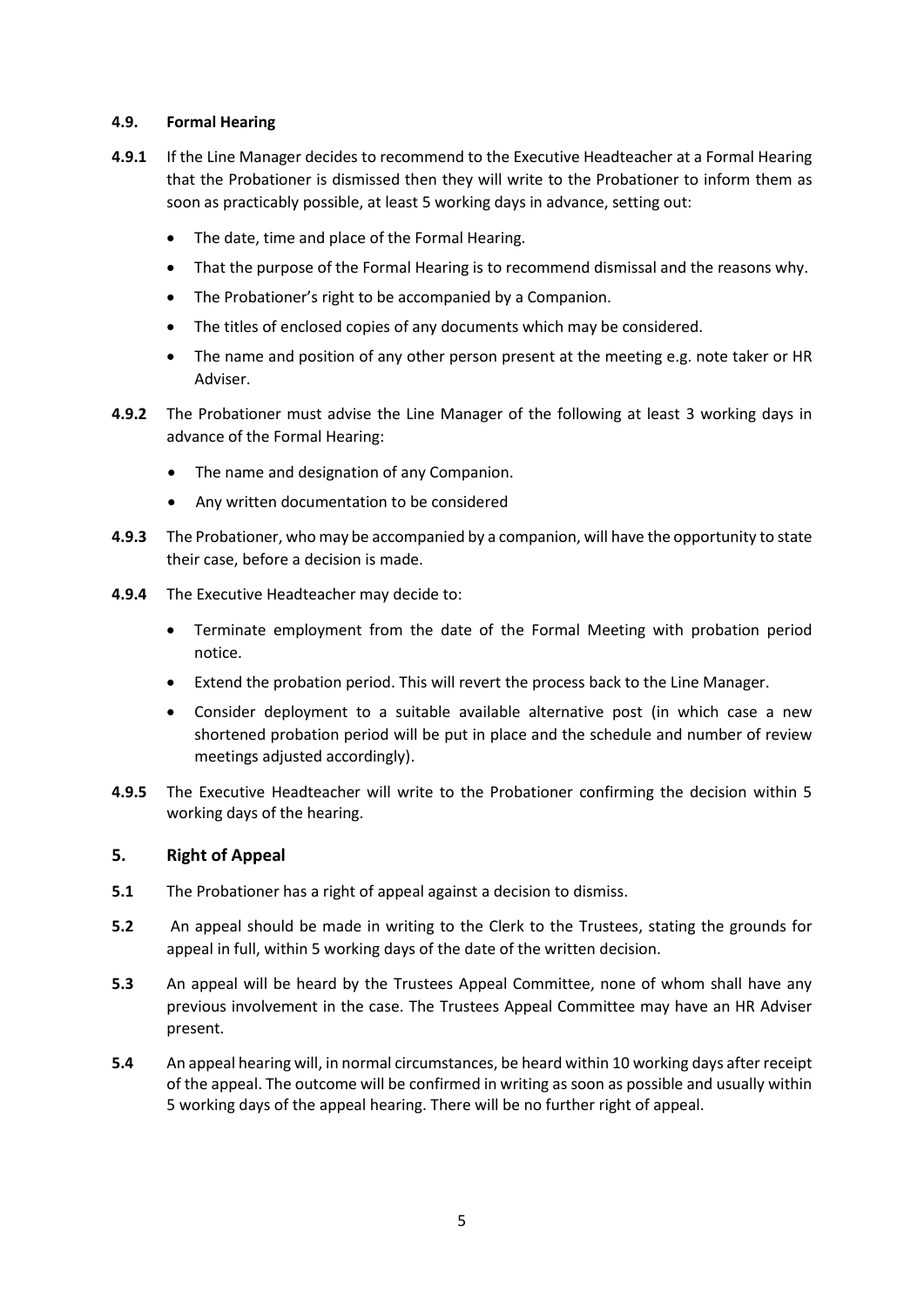### 4.9. Formal Hearing

**4.9.1** If the Line Manager decides to recommend to the Executive Headteacher at a Formal Hearing that the Probationer is dismissed then they will write to the Probationer to inform them as soon as practicably possible, at least 5 working days in advance, setting out:

- The date, time and place of the Formal Hearing.
- That the purpose of the Formal Hearing is to recommend dismissal and the reasons why.
- The Probationer's right to be accompanied by a Companion.
- The titles of enclosed copies of any documents which may be considered.
- The name and position of any other person present at the meeting e.g. note taker or HR Adviser.

**4.9.2** The Probationer must advise the Line Manager of the following at least 3 working days in advance of the Formal Hearing:

- The name and designation of any Companion.
- Any written documentation to be considered

**4.9.3** The Probationer, who may be accompanied by a companion, will have the opportunity to state their case, before a decision is made.

**4.9.4** The Executive Headteacher may decide to:

- Terminate employment from the date of the Formal Meeting with probation period notice.
- Extend the probation period. This will revert the process back to the Line Manager.
- Consider deployment to a suitable available alternative post (in which case a new shortened probation period will be put in place and the schedule and number of review meetings adjusted accordingly).

**4.9.5** The Executive Headteacher will write to the Probationer confirming the decision within 5 working days of the hearing.

## 5. Right of Appeal

**5.1** The Probationer has a right of appeal against a decision to dismiss.

**5.2** An appeal should be made in writing to the Clerk to the Trustees, stating the grounds for appeal in full, within 5 working days of the date of the written decision.

**5.3** An appeal will be heard by the Trustees Appeal Committee, none of whom shall have any previous involvement in the case. The Trustees Appeal Committee may have an HR Adviser present.

**5.4** An appeal hearing will, in normal circumstances, be heard within 10 working days after receipt of the appeal. The outcome will be confirmed in writing as soon as possible and usually within 5 working days of the appeal hearing. There will be no further right of appeal.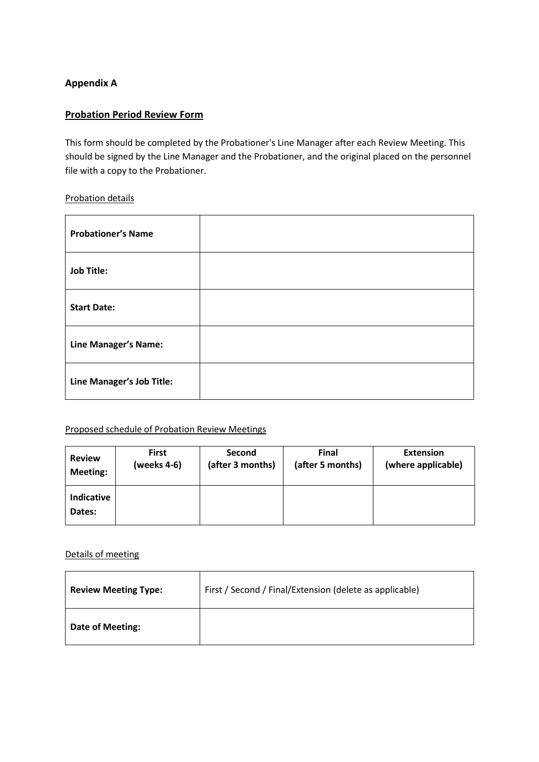**Appendix A**

**Probation Period Review Form**

This form should be completed by the Probationer's Line Manager after each Review Meeting. This should be signed by the Line Manager and the Probationer, and the original placed on the personnel file with a copy to the Probationer.

Probation details

| **Probationer's Name** | |
|---|---|
| **Job Title:** | |
| **Start Date:** | |
| **Line Manager's Name:** | |
| **Line Manager's Job Title:** | |

Proposed schedule of Probation Review Meetings

| **Review Meeting:** | **First (weeks 4-6)** | **Second (after 3 months)** | **Final (after 5 months)** | **Extension (where applicable)** |
|---|---|---|---|---|
| **Indicative Dates:** | | | | |

Details of meeting

| **Review Meeting Type:** | First / Second / Final/Extension (delete as applicable) |
|---|---|
| **Date of Meeting:** | |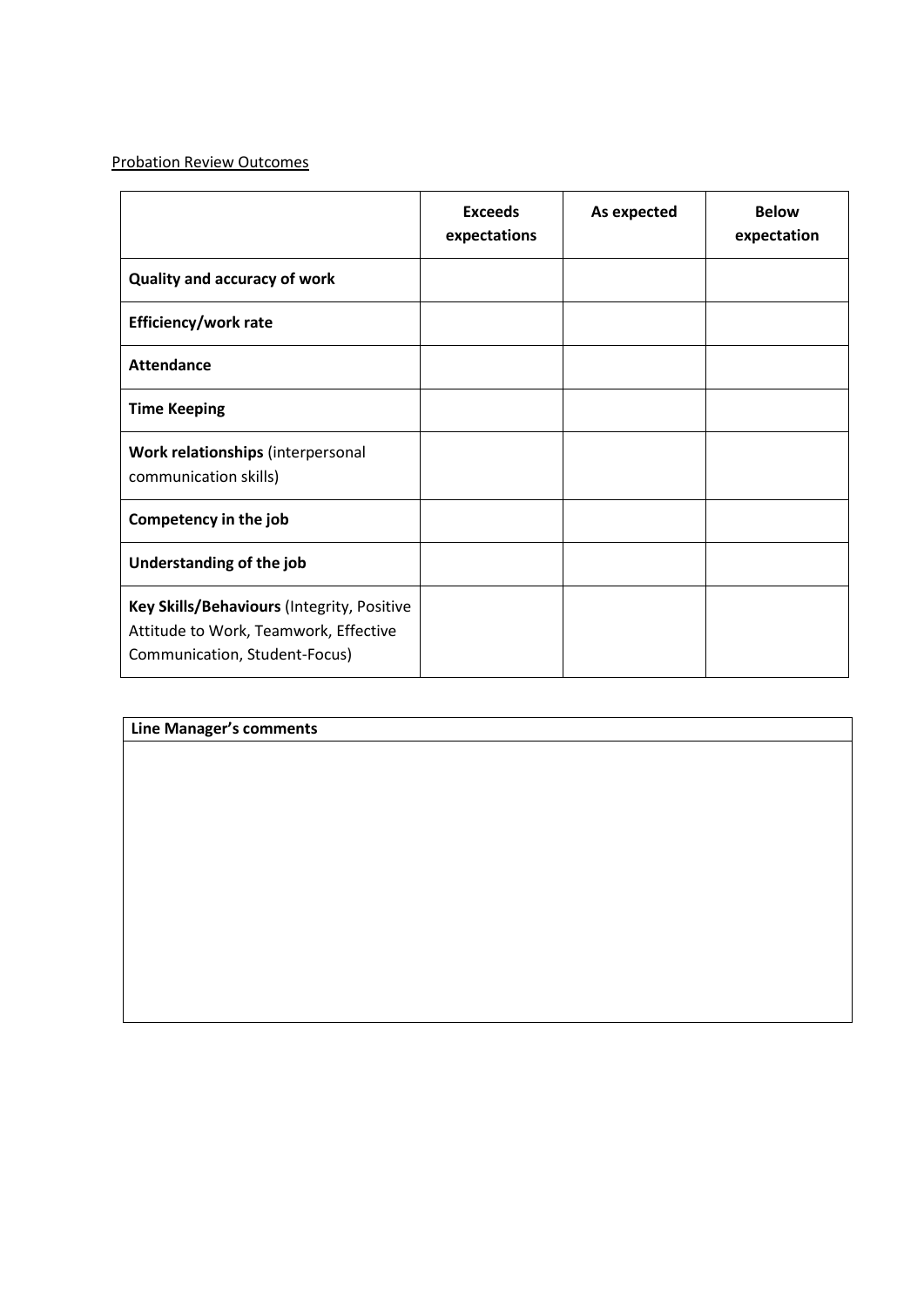<u>Probation Review Outcomes</u>

| | Exceeds expectations | As expected | Below expectation |
|---|---|---|---|
| **Quality and accuracy of work** | | | |
| **Efficiency/work rate** | | | |
| **Attendance** | | | |
| **Time Keeping** | | | |
| **Work relationships** (interpersonal communication skills) | | | |
| **Competency in the job** | | | |
| **Understanding of the job** | | | |
| **Key Skills/Behaviours** (Integrity, Positive Attitude to Work, Teamwork, Effective Communication, Student-Focus) | | | |

| Line Manager's comments |
|---|
| |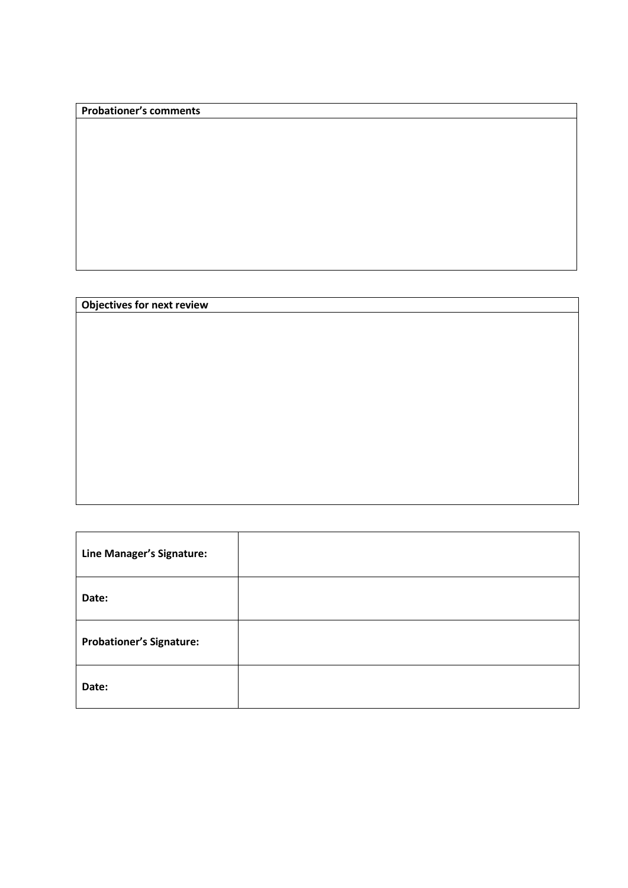| **Probationer's comments** |
| --- |
| |

| **Objectives for next review** |
| --- |
| |

| | |
| --- | --- |
| **Line Manager's Signature:** | |
| **Date:** | |
| **Probationer's Signature:** | |
| **Date:** | |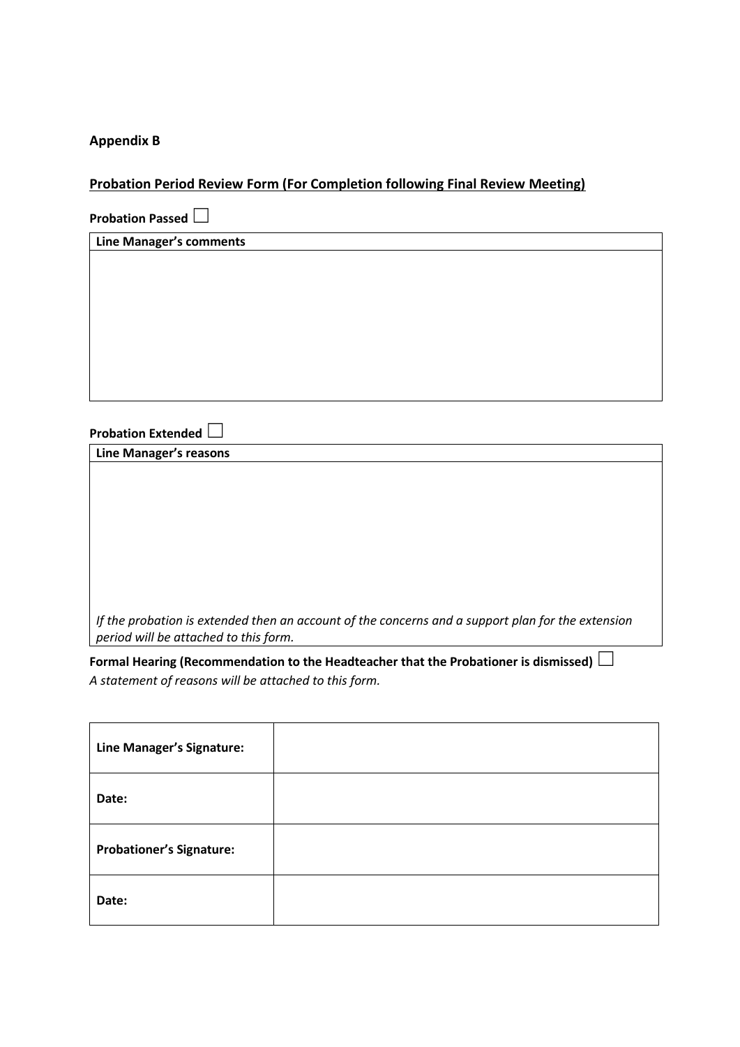**Appendix B**

**Probation Period Review Form (For Completion following Final Review Meeting)**

**Probation Passed** ☐

| **Line Manager's comments** |
|---|
| |

**Probation Extended** ☐

| **Line Manager's reasons** |
|---|
| *If the probation is extended then an account of the concerns and a support plan for the extension period will be attached to this form.* |

**Formal Hearing (Recommendation to the Headteacher that the Probationer is dismissed)** ☐
*A statement of reasons will be attached to this form.*

| | |
|---|---|
| **Line Manager's Signature:** | |
| **Date:** | |
| **Probationer's Signature:** | |
| **Date:** | |